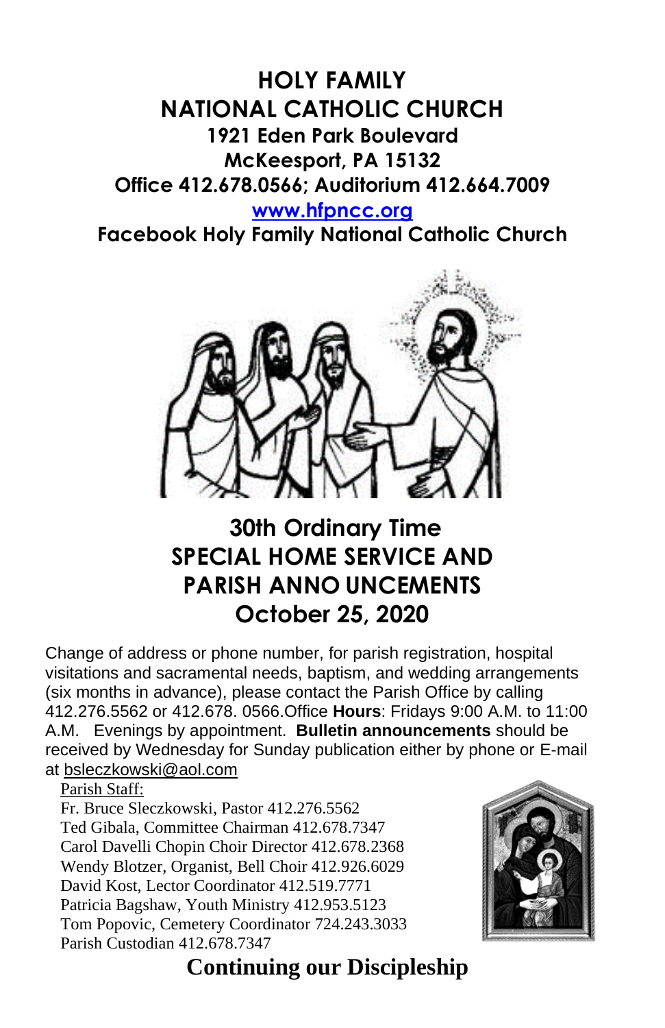# HOLY FAMILY NATIONAL CATHOLIC CHURCH

**1921 Eden Park Boulevard**
**McKeesport, PA 15132**
**Office 412.678.0566; Auditorium 412.664.7009**
**www.hfpncc.org**
**Facebook Holy Family National Catholic Church**

## 30th Ordinary Time
## SPECIAL HOME SERVICE AND PARISH ANNO UNCEMENTS
## October 25, 2020

Change of address or phone number, for parish registration, hospital visitations and sacramental needs, baptism, and wedding arrangements (six months in advance), please contact the Parish Office by calling 412.276.5562 or 412.678. 0566.Office **Hours**: Fridays 9:00 A.M. to 11:00 A.M. Evenings by appointment. **Bulletin announcements** should be received by Wednesday for Sunday publication either by phone or E-mail at bsleczkowski@aol.com

Parish Staff:
Fr. Bruce Sleczkowski, Pastor 412.276.5562
Ted Gibala, Committee Chairman 412.678.7347
Carol Davelli Chopin Choir Director 412.678.2368
Wendy Blotzer, Organist, Bell Choir 412.926.6029
David Kost, Lector Coordinator 412.519.7771
Patricia Bagshaw, Youth Ministry 412.953.5123
Tom Popovic, Cemetery Coordinator 724.243.3033
Parish Custodian 412.678.7347

## Continuing our Discipleship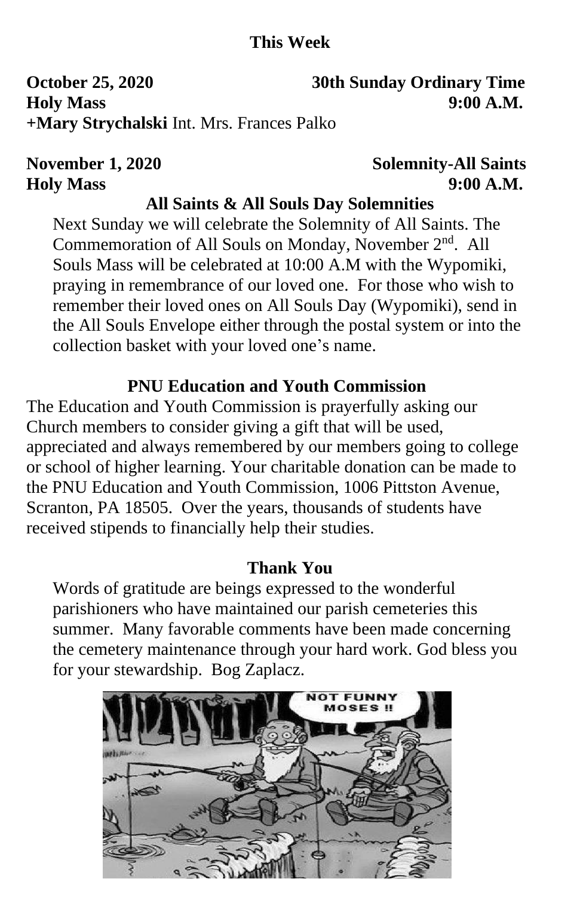## This Week

**October 25, 2020** **30th Sunday Ordinary Time**
**Holy Mass** **9:00 A.M.**
**+Mary Strychalski** Int. Mrs. Frances Palko

**November 1, 2020** **Solemnity-All Saints**
**Holy Mass** **9:00 A.M.**

### All Saints & All Souls Day Solemnities

Next Sunday we will celebrate the Solemnity of All Saints. The Commemoration of All Souls on Monday, November 2nd. All Souls Mass will be celebrated at 10:00 A.M with the Wypomiki, praying in remembrance of our loved one. For those who wish to remember their loved ones on All Souls Day (Wypomiki), send in the All Souls Envelope either through the postal system or into the collection basket with your loved one's name.

### PNU Education and Youth Commission

The Education and Youth Commission is prayerfully asking our Church members to consider giving a gift that will be used, appreciated and always remembered by our members going to college or school of higher learning. Your charitable donation can be made to the PNU Education and Youth Commission, 1006 Pittston Avenue, Scranton, PA 18505. Over the years, thousands of students have received stipends to financially help their studies.

### Thank You

Words of gratitude are beings expressed to the wonderful parishioners who have maintained our parish cemeteries this summer. Many favorable comments have been made concerning the cemetery maintenance through your hard work. God bless you for your stewardship. Bog Zaplacz.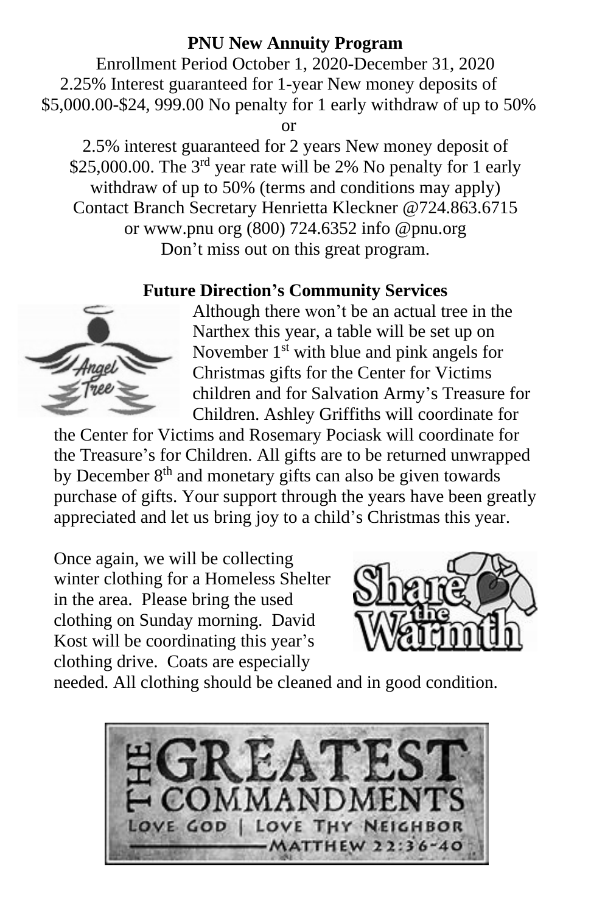**PNU New Annuity Program**

Enrollment Period October 1, 2020-December 31, 2020
2.25% Interest guaranteed for 1-year New money deposits of $5,000.00-$24, 999.00 No penalty for 1 early withdraw of up to 50%

or

2.5% interest guaranteed for 2 years New money deposit of $25,000.00. The 3rd year rate will be 2% No penalty for 1 early withdraw of up to 50% (terms and conditions may apply)
Contact Branch Secretary Henrietta Kleckner @724.863.6715 or www.pnu org (800) 724.6352 info @pnu.org
Don't miss out on this great program.

**Future Direction's Community Services**

Although there won't be an actual tree in the Narthex this year, a table will be set up on November 1st with blue and pink angels for Christmas gifts for the Center for Victims children and for Salvation Army's Treasure for Children. Ashley Griffiths will coordinate for the Center for Victims and Rosemary Pociask will coordinate for the Treasure's for Children. All gifts are to be returned unwrapped by December 8th and monetary gifts can also be given towards purchase of gifts. Your support through the years have been greatly appreciated and let us bring joy to a child's Christmas this year.

Once again, we will be collecting winter clothing for a Homeless Shelter in the area. Please bring the used clothing on Sunday morning. David Kost will be coordinating this year's clothing drive. Coats are especially needed. All clothing should be cleaned and in good condition.